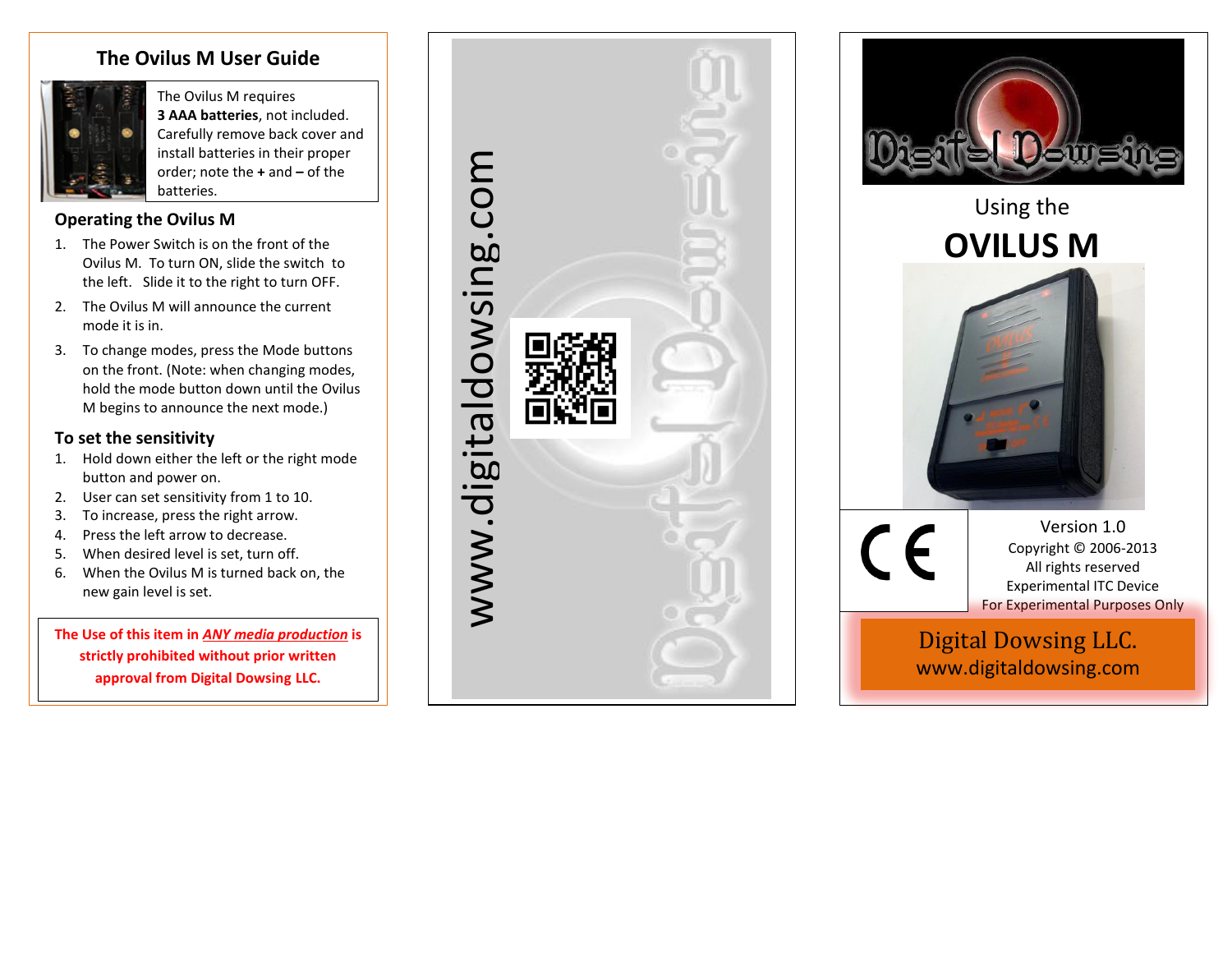# The Ovilus M User Guide

The Ovilus M requires **3 AAA batteries**, not included. Carefully remove back cover and install batteries in their proper order; note the **+** and **–** of the batteries.

## Operating the Ovilus M

1. The Power Switch is on the front of the Ovilus M. To turn ON, slide the switch to the left. Slide it to the right to turn OFF.
2. The Ovilus M will announce the current mode it is in.
3. To change modes, press the Mode buttons on the front. (Note: when changing modes, hold the mode button down until the Ovilus M begins to announce the next mode.)

## To set the sensitivity

1. Hold down either the left or the right mode button and power on.
2. User can set sensitivity from 1 to 10.
3. To increase, press the right arrow.
4. Press the left arrow to decrease.
5. When desired level is set, turn off.
6. When the Ovilus M is turned back on, the new gain level is set.

**The Use of this item in *ANY media production* is strictly prohibited without prior written approval from Digital Dowsing LLC.**

www.digitaldowsing.com

Digital Dowsing

Using the

# OVILUS M

CE

Version 1.0
Copyright © 2006-2013
All rights reserved
Experimental ITC Device
For Experimental Purposes Only

Digital Dowsing LLC.
www.digitaldowsing.com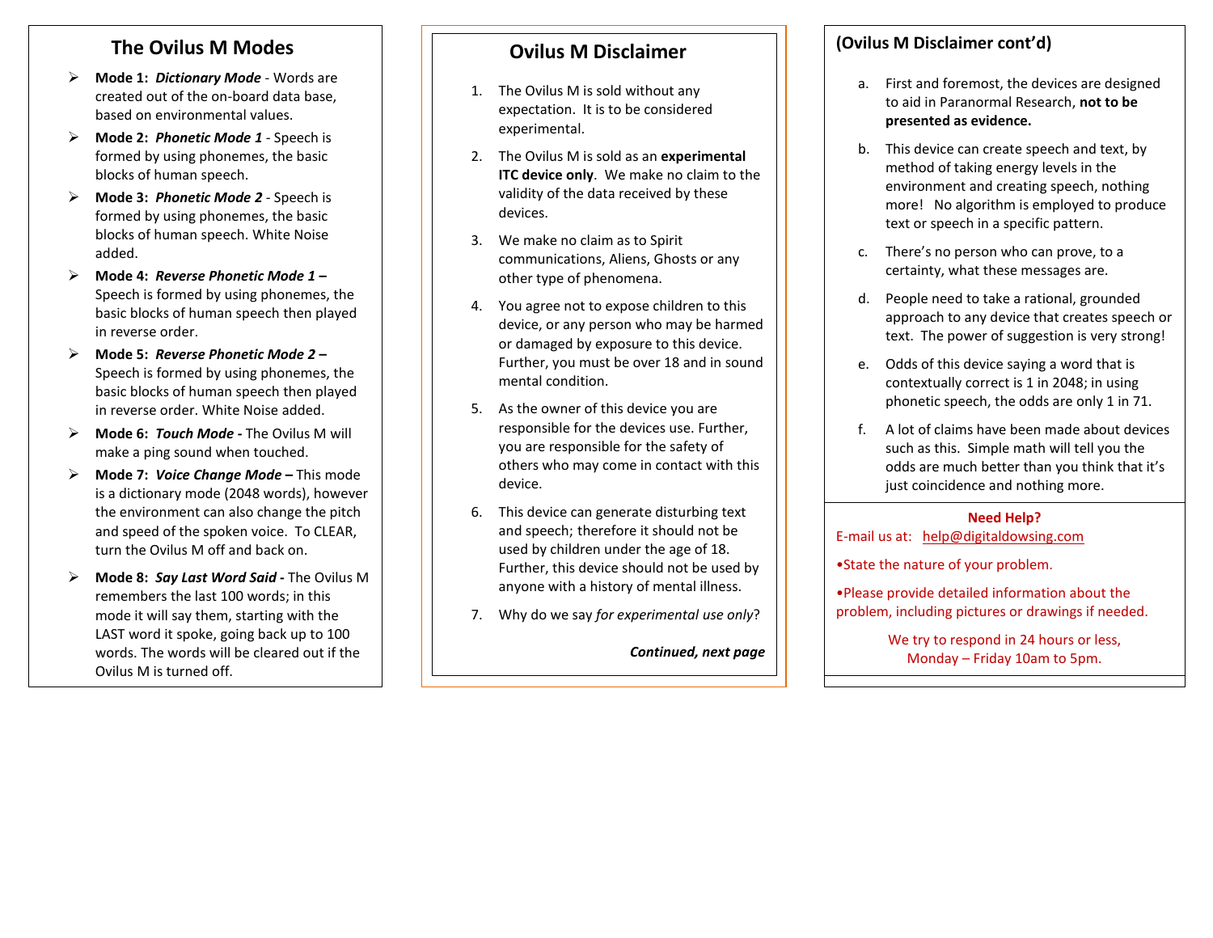## The Ovilus M Modes

- **Mode 1:** ***Dictionary Mode*** - Words are created out of the on-board data base, based on environmental values.
- **Mode 2:** ***Phonetic Mode 1*** - Speech is formed by using phonemes, the basic blocks of human speech.
- **Mode 3:** ***Phonetic Mode 2*** - Speech is formed by using phonemes, the basic blocks of human speech. White Noise added.
- **Mode 4:** ***Reverse Phonetic Mode 1*** **–** Speech is formed by using phonemes, the basic blocks of human speech then played in reverse order.
- **Mode 5:** ***Reverse Phonetic Mode 2*** **–** Speech is formed by using phonemes, the basic blocks of human speech then played in reverse order. White Noise added.
- **Mode 6:** ***Touch Mode*** **-** The Ovilus M will make a ping sound when touched.
- **Mode 7:** ***Voice Change Mode*** **–** This mode is a dictionary mode (2048 words), however the environment can also change the pitch and speed of the spoken voice. To CLEAR, turn the Ovilus M off and back on.
- **Mode 8:** ***Say Last Word Said*** **-** The Ovilus M remembers the last 100 words; in this mode it will say them, starting with the LAST word it spoke, going back up to 100 words. The words will be cleared out if the Ovilus M is turned off.

## Ovilus M Disclaimer

1. The Ovilus M is sold without any expectation. It is to be considered experimental.
2. The Ovilus M is sold as an **experimental ITC device only**. We make no claim to the validity of the data received by these devices.
3. We make no claim as to Spirit communications, Aliens, Ghosts or any other type of phenomena.
4. You agree not to expose children to this device, or any person who may be harmed or damaged by exposure to this device. Further, you must be over 18 and in sound mental condition.
5. As the owner of this device you are responsible for the devices use. Further, you are responsible for the safety of others who may come in contact with this device.
6. This device can generate disturbing text and speech; therefore it should not be used by children under the age of 18. Further, this device should not be used by anyone with a history of mental illness.
7. Why do we say *for experimental use only*?

***Continued, next page***

## (Ovilus M Disclaimer cont'd)

a. First and foremost, the devices are designed to aid in Paranormal Research, **not to be presented as evidence.**

b. This device can create speech and text, by method of taking energy levels in the environment and creating speech, nothing more! No algorithm is employed to produce text or speech in a specific pattern.

c. There's no person who can prove, to a certainty, what these messages are.

d. People need to take a rational, grounded approach to any device that creates speech or text. The power of suggestion is very strong!

e. Odds of this device saying a word that is contextually correct is 1 in 2048; in using phonetic speech, the odds are only 1 in 71.

f. A lot of claims have been made about devices such as this. Simple math will tell you the odds are much better than you think that it's just coincidence and nothing more.

**Need Help?**

E-mail us at: help@digitaldowsing.com

•State the nature of your problem.

•Please provide detailed information about the problem, including pictures or drawings if needed.

We try to respond in 24 hours or less, Monday – Friday 10am to 5pm.